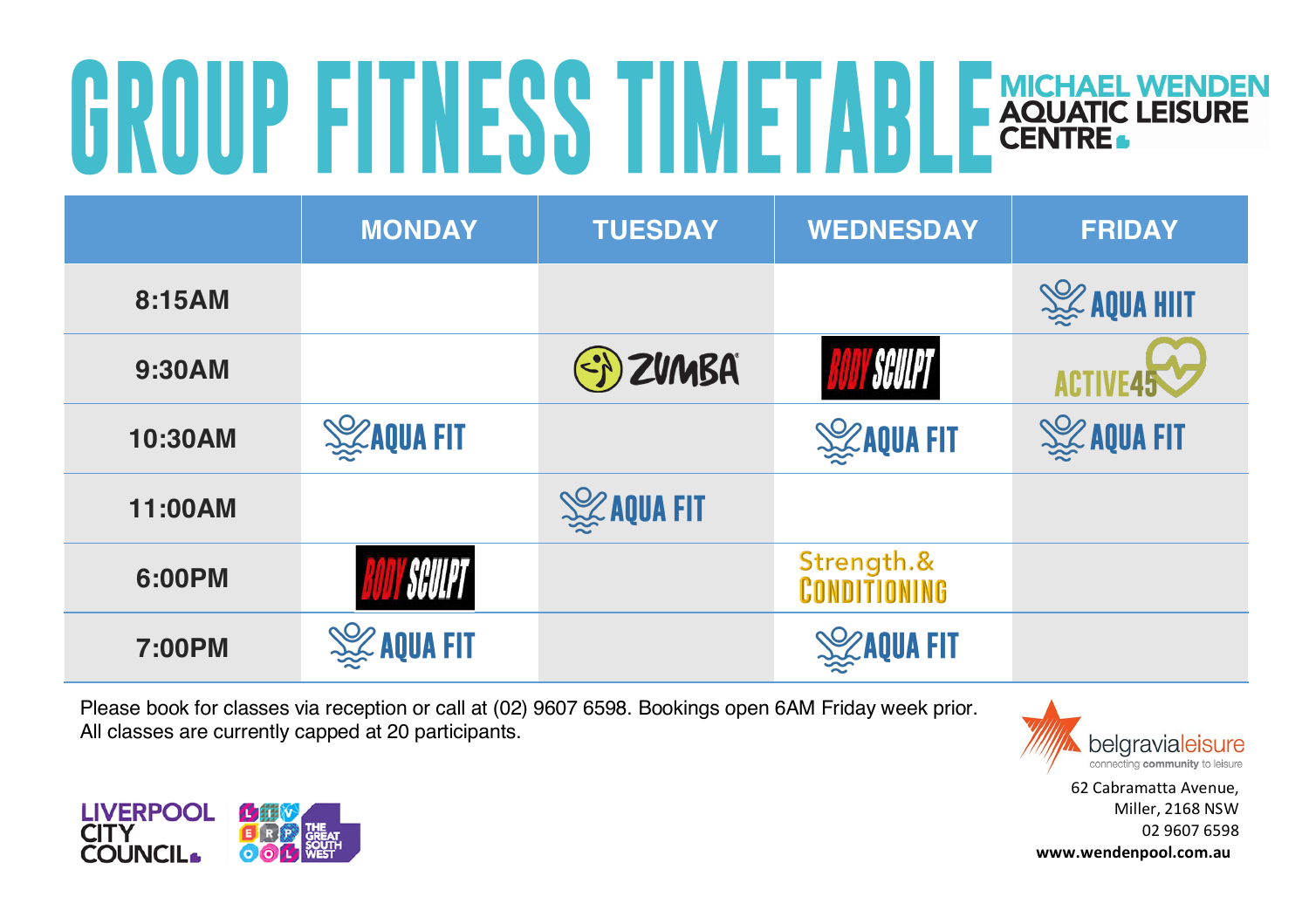# GROUP FITNESS TIMETABLE

MICHAEL WENDEN AQUATIC LEISURE CENTRE

| | MONDAY | TUESDAY | WEDNESDAY | FRIDAY |
|---|---|---|---|---|
| 8:15AM | | | | AQUA HIIT |
| 9:30AM | | ZUMBA | BODY SCULPT | ACTIVE45 |
| 10:30AM | AQUA FIT | | AQUA FIT | AQUA FIT |
| 11:00AM | | AQUA FIT | | |
| 6:00PM | BODY SCULPT | | Strength.& CONDITIONING | |
| 7:00PM | AQUA FIT | | AQUA FIT | |

Please book for classes via reception or call at (02) 9607 6598. Bookings open 6AM Friday week prior.
All classes are currently capped at 20 participants.

belgravialeisure
connecting community to leisure

62 Cabramatta Avenue,
Miller, 2168 NSW
02 9607 6598
**www.wendenpool.com.au**

LIVERPOOL CITY COUNCIL

LIVERPOOL THE GREAT SOUTH WEST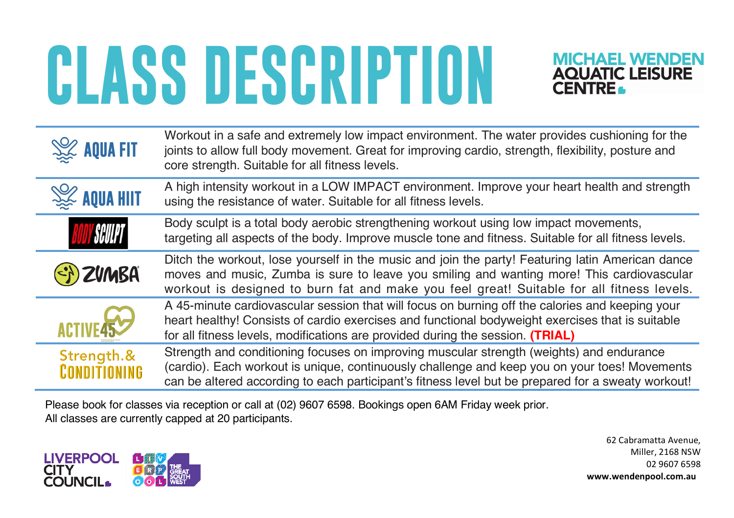# CLASS DESCRIPTION

MICHAEL WENDEN AQUATIC LEISURE CENTRE

| | |
|---|---|
| AQUA FIT | Workout in a safe and extremely low impact environment. The water provides cushioning for the joints to allow full body movement. Great for improving cardio, strength, flexibility, posture and core strength. Suitable for all fitness levels. |
| AQUA HIIT | A high intensity workout in a LOW IMPACT environment. Improve your heart health and strength using the resistance of water. Suitable for all fitness levels. |
| BODY SCULPT | Body sculpt is a total body aerobic strengthening workout using low impact movements, targeting all aspects of the body. Improve muscle tone and fitness. Suitable for all fitness levels. |
| ZUMBA | Ditch the workout, lose yourself in the music and join the party! Featuring latin American dance moves and music, Zumba is sure to leave you smiling and wanting more! This cardiovascular workout is designed to burn fat and make you feel great! Suitable for all fitness levels. |
| ACTIVE45 | A 45-minute cardiovascular session that will focus on burning off the calories and keeping your heart healthy! Consists of cardio exercises and functional bodyweight exercises that is suitable for all fitness levels, modifications are provided during the session. **(TRIAL)** |
| Strength.& CONDITIONING | Strength and conditioning focuses on improving muscular strength (weights) and endurance (cardio). Each workout is unique, continuously challenge and keep you on your toes! Movements can be altered according to each participant's fitness level but be prepared for a sweaty workout! |

Please book for classes via reception or call at (02) 9607 6598. Bookings open 6AM Friday week prior.
All classes are currently capped at 20 participants.

LIVERPOOL CITY COUNCIL

THE GREAT SOUTH WEST

62 Cabramatta Avenue,
Miller, 2168 NSW
02 9607 6598
**www.wendenpool.com.au**